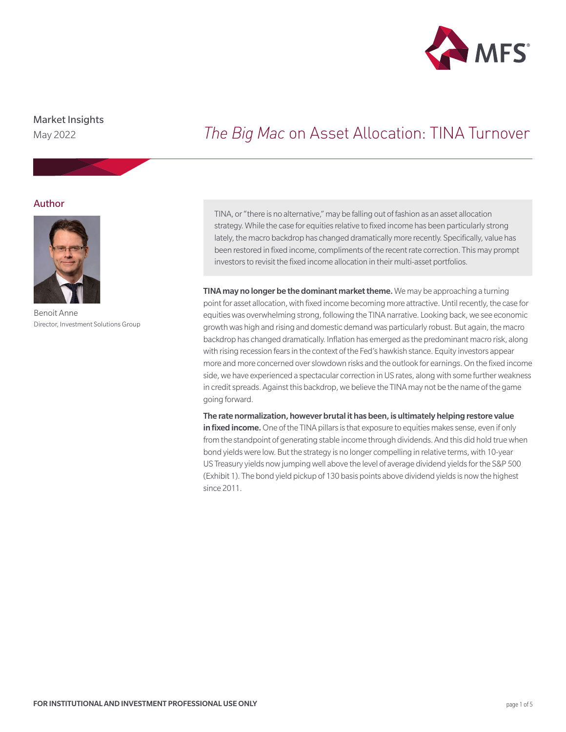Market Insights

May 2022

# *The Big Mac* on Asset Allocation: TINA Turnover

## Author

Benoit Anne

Director, Investment Solutions Group

TINA, or "there is no alternative," may be falling out of fashion as an asset allocation strategy. While the case for equities relative to fixed income has been particularly strong lately, the macro backdrop has changed dramatically more recently. Specifically, value has been restored in fixed income, compliments of the recent rate correction. This may prompt investors to revisit the fixed income allocation in their multi-asset portfolios.

**TINA may no longer be the dominant market theme.** We may be approaching a turning point for asset allocation, with fixed income becoming more attractive. Until recently, the case for equities was overwhelming strong, following the TINA narrative. Looking back, we see economic growth was high and rising and domestic demand was particularly robust. But again, the macro backdrop has changed dramatically. Inflation has emerged as the predominant macro risk, along with rising recession fears in the context of the Fed's hawkish stance. Equity investors appear more and more concerned over slowdown risks and the outlook for earnings. On the fixed income side, we have experienced a spectacular correction in US rates, along with some further weakness in credit spreads. Against this backdrop, we believe the TINA may not be the name of the game going forward.

**The rate normalization, however brutal it has been, is ultimately helping restore value in fixed income.** One of the TINA pillars is that exposure to equities makes sense, even if only from the standpoint of generating stable income through dividends. And this did hold true when bond yields were low. But the strategy is no longer compelling in relative terms, with 10-year US Treasury yields now jumping well above the level of average dividend yields for the S&P 500 (Exhibit 1). The bond yield pickup of 130 basis points above dividend yields is now the highest since 2011.

FOR INSTITUTIONAL AND INVESTMENT PROFESSIONAL USE ONLY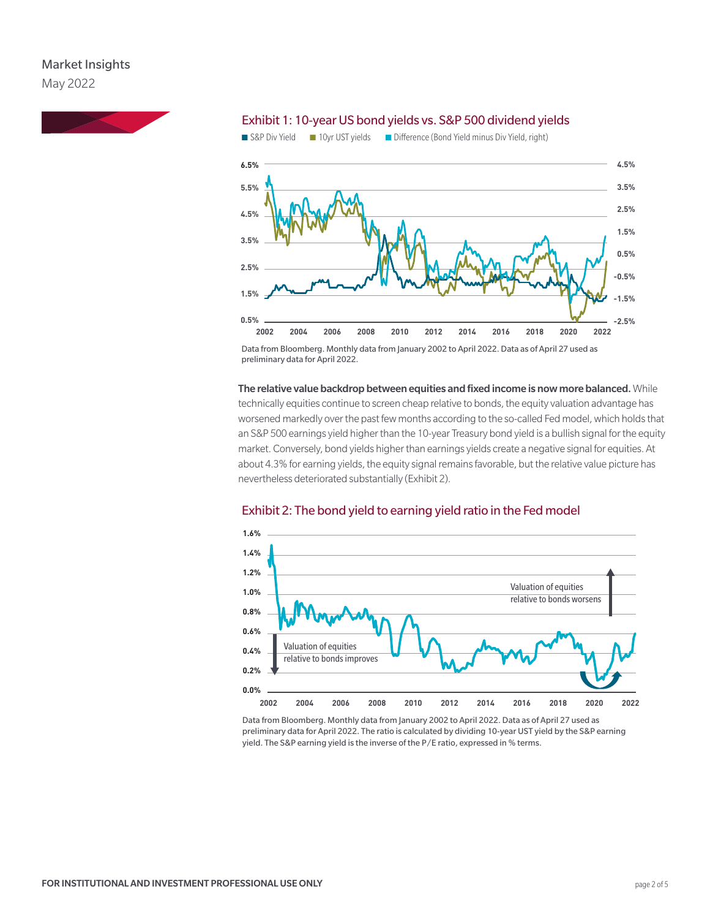### Exhibit 1: 10-year US bond yields vs. S&P 500 dividend yields

Data from Bloomberg. Monthly data from January 2002 to April 2022. Data as of April 27 used as preliminary data for April 2022.

**The relative value backdrop between equities and fixed income is now more balanced.** While technically equities continue to screen cheap relative to bonds, the equity valuation advantage has worsened markedly over the past few months according to the so-called Fed model, which holds that an S&P 500 earnings yield higher than the 10-year Treasury bond yield is a bullish signal for the equity market. Conversely, bond yields higher than earnings yields create a negative signal for equities. At about 4.3% for earning yields, the equity signal remains favorable, but the relative value picture has nevertheless deteriorated substantially (Exhibit 2).

### Exhibit 2: The bond yield to earning yield ratio in the Fed model

Data from Bloomberg. Monthly data from January 2002 to April 2022. Data as of April 27 used as preliminary data for April 2022. The ratio is calculated by dividing 10-year UST yield by the S&P earning yield. The S&P earning yield is the inverse of the P/E ratio, expressed in % terms.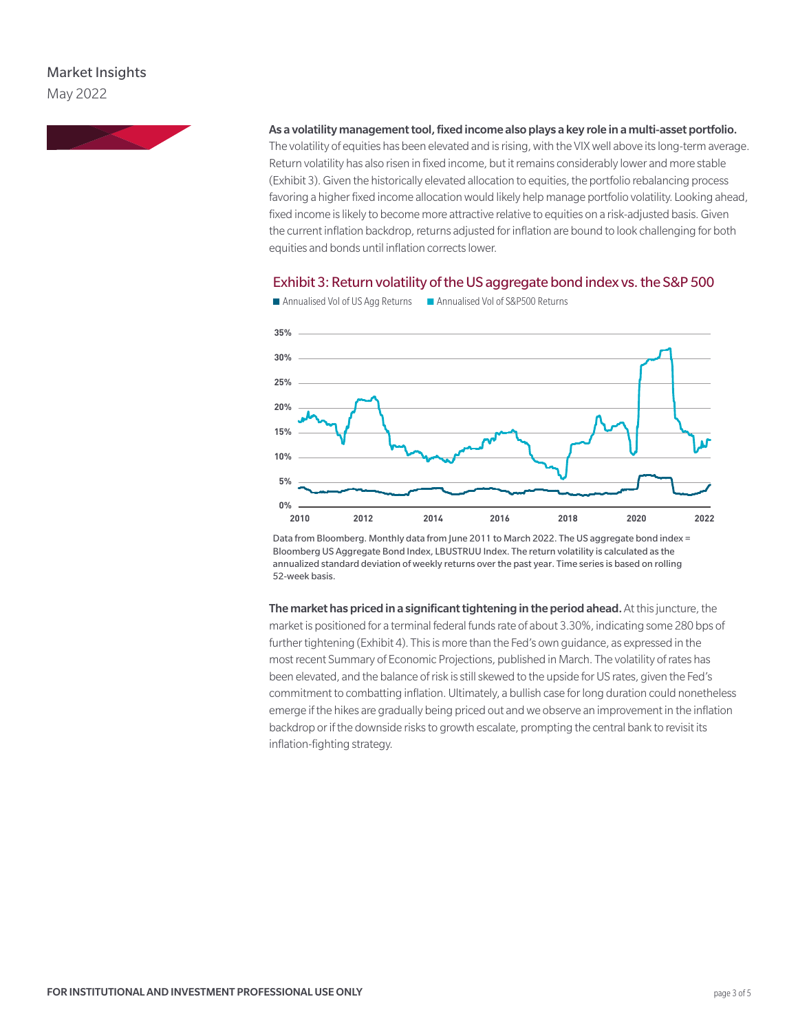**As a volatility management tool, fixed income also plays a key role in a multi-asset portfolio.** The volatility of equities has been elevated and is rising, with the VIX well above its long-term average. Return volatility has also risen in fixed income, but it remains considerably lower and more stable (Exhibit 3). Given the historically elevated allocation to equities, the portfolio rebalancing process favoring a higher fixed income allocation would likely help manage portfolio volatility. Looking ahead, fixed income is likely to become more attractive relative to equities on a risk-adjusted basis. Given the current inflation backdrop, returns adjusted for inflation are bound to look challenging for both equities and bonds until inflation corrects lower.

## Exhibit 3: Return volatility of the US aggregate bond index vs. the S&P 500

Data from Bloomberg. Monthly data from June 2011 to March 2022. The US aggregate bond index = Bloomberg US Aggregate Bond Index, LBUSTRUU Index. The return volatility is calculated as the annualized standard deviation of weekly returns over the past year. Time series is based on rolling 52-week basis.

**The market has priced in a significant tightening in the period ahead.** At this juncture, the market is positioned for a terminal federal funds rate of about 3.30%, indicating some 280 bps of further tightening (Exhibit 4). This is more than the Fed's own guidance, as expressed in the most recent Summary of Economic Projections, published in March. The volatility of rates has been elevated, and the balance of risk is still skewed to the upside for US rates, given the Fed's commitment to combatting inflation. Ultimately, a bullish case for long duration could nonetheless emerge if the hikes are gradually being priced out and we observe an improvement in the inflation backdrop or if the downside risks to growth escalate, prompting the central bank to revisit its inflation-fighting strategy.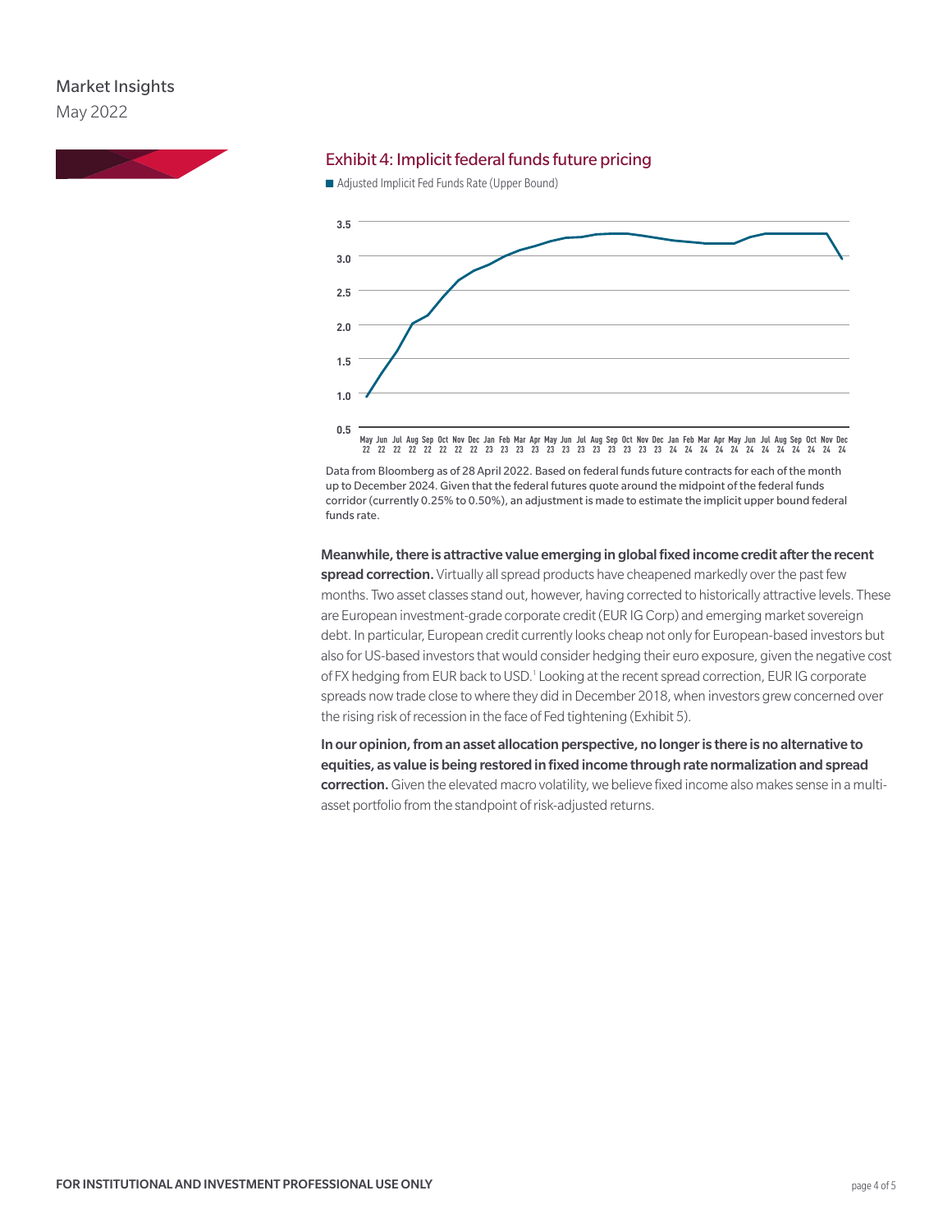### Exhibit 4: Implicit federal funds future pricing

Data from Bloomberg as of 28 April 2022. Based on federal funds future contracts for each of the month up to December 2024. Given that the federal futures quote around the midpoint of the federal funds corridor (currently 0.25% to 0.50%), an adjustment is made to estimate the implicit upper bound federal funds rate.

**Meanwhile, there is attractive value emerging in global fixed income credit after the recent spread correction.** Virtually all spread products have cheapened markedly over the past few months. Two asset classes stand out, however, having corrected to historically attractive levels. These are European investment-grade corporate credit (EUR IG Corp) and emerging market sovereign debt. In particular, European credit currently looks cheap not only for European-based investors but also for US-based investors that would consider hedging their euro exposure, given the negative cost of FX hedging from EUR back to USD.[1] Looking at the recent spread correction, EUR IG corporate spreads now trade close to where they did in December 2018, when investors grew concerned over the rising risk of recession in the face of Fed tightening (Exhibit 5).

**In our opinion, from an asset allocation perspective, no longer is there is no alternative to equities, as value is being restored in fixed income through rate normalization and spread correction.** Given the elevated macro volatility, we believe fixed income also makes sense in a multi-asset portfolio from the standpoint of risk-adjusted returns.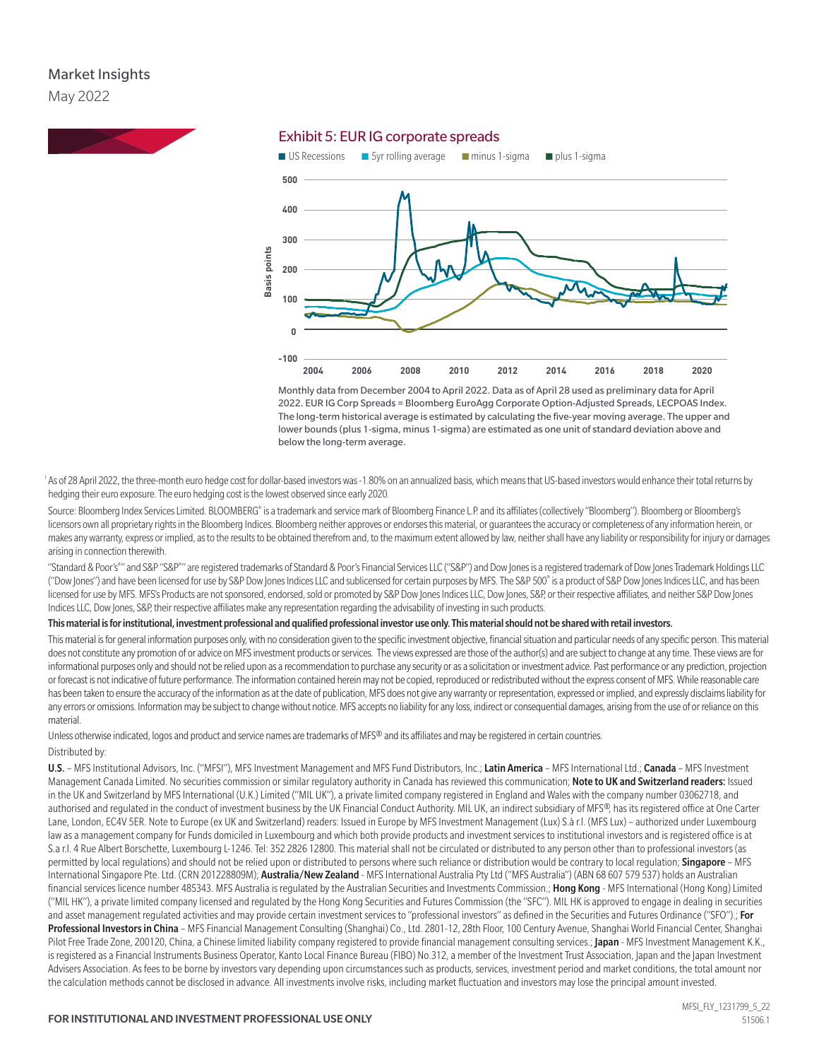Market Insights
May 2022

## Exhibit 5: EUR IG corporate spreads

US Recessions
5yr rolling average
minus 1-sigma
plus 1-sigma

Basis points

500
400
300
200
100
0
-100

2004
2006
2008
2010
2012
2014
2016
2018
2020

Monthly data from December 2004 to April 2022. Data as of April 28 used as preliminary data for April 2022. EUR IG Corp Spreads = Bloomberg EuroAgg Corporate Option-Adjusted Spreads, LECPOAS Index. The long-term historical average is estimated by calculating the five-year moving average. The upper and lower bounds (plus 1-sigma, minus 1-sigma) are estimated as one unit of standard deviation above and below the long-term average.

[1] As of 28 April 2022, the three-month euro hedge cost for dollar-based investors was -1.80% on an annualized basis, which means that US-based investors would enhance their total returns by hedging their euro exposure. The euro hedging cost is the lowest observed since early 2020.

Source: Bloomberg Index Services Limited. BLOOMBERG® is a trademark and service mark of Bloomberg Finance L.P. and its affiliates (collectively "Bloomberg"). Bloomberg or Bloomberg's licensors own all proprietary rights in the Bloomberg Indices. Bloomberg neither approves or endorses this material, or guarantees the accuracy or completeness of any information herein, or makes any warranty, express or implied, as to the results to be obtained therefrom and, to the maximum extent allowed by law, neither shall have any liability or responsibility for injury or damages arising in connection therewith.

"Standard & Poor's®" and S&P "S&P®" are registered trademarks of Standard & Poor's Financial Services LLC ("S&P") and Dow Jones is a registered trademark of Dow Jones Trademark Holdings LLC ("Dow Jones") and have been licensed for use by S&P Dow Jones Indices LLC and sublicensed for certain purposes by MFS. The S&P 500® is a product of S&P Dow Jones Indices LLC, and has been licensed for use by MFS. MFS's Products are not sponsored, endorsed, sold or promoted by S&P Dow Jones Indices LLC, Dow Jones, S&P, or their respective affiliates, and neither S&P Dow Jones Indices LLC, Dow Jones, S&P, their respective affiliates make any representation regarding the advisability of investing in such products.

**This material is for institutional, investment professional and qualified professional investor use only. This material should not be shared with retail investors.**

This material is for general information purposes only, with no consideration given to the specific investment objective, financial situation and particular needs of any specific person. This material does not constitute any promotion of or advice on MFS investment products or services. The views expressed are those of the author(s) and are subject to change at any time. These views are for informational purposes only and should not be relied upon as a recommendation to purchase any security or as a solicitation or investment advice. Past performance or any prediction, projection or forecast is not indicative of future performance. The information contained herein may not be copied, reproduced or redistributed without the express consent of MFS. While reasonable care has been taken to ensure the accuracy of the information as at the date of publication, MFS does not give any warranty or representation, expressed or implied, and expressly disclaims liability for any errors or omissions. Information may be subject to change without notice. MFS accepts no liability for any loss, indirect or consequential damages, arising from the use of or reliance on this material.

Unless otherwise indicated, logos and product and service names are trademarks of MFS® and its affiliates and may be registered in certain countries.

Distributed by:

**U.S.** – MFS Institutional Advisors, Inc. ("MFSI"), MFS Investment Management and MFS Fund Distributors, Inc.; **Latin America** – MFS International Ltd.; **Canada** – MFS Investment Management Canada Limited. No securities commission or similar regulatory authority in Canada has reviewed this communication; **Note to UK and Switzerland readers:** Issued in the UK and Switzerland by MFS International (U.K.) Limited ("MIL UK"), a private limited company registered in England and Wales with the company number 03062718, and authorised and regulated in the conduct of investment business by the UK Financial Conduct Authority. MIL UK, an indirect subsidiary of MFS®, has its registered office at One Carter Lane, London, EC4V 5ER. Note to Europe (ex UK and Switzerland) readers: Issued in Europe by MFS Investment Management (Lux) S.à r.l. (MFS Lux) – authorized under Luxembourg law as a management company for Funds domiciled in Luxembourg and which both provide products and investment services to institutional investors and is registered office is at S.a r.l. 4 Rue Albert Borschette, Luxembourg L-1246. Tel: 352 2826 12800. This material shall not be circulated or distributed to any person other than to professional investors (as permitted by local regulations) and should not be relied upon or distributed to persons where such reliance or distribution would be contrary to local regulation; **Singapore** – MFS International Singapore Pte. Ltd. (CRN 201228809M); **Australia/New Zealand** - MFS International Australia Pty Ltd ("MFS Australia") (ABN 68 607 579 537) holds an Australian financial services licence number 485343. MFS Australia is regulated by the Australian Securities and Investments Commission.; **Hong Kong** - MFS International (Hong Kong) Limited ("MIL HK"), a private limited company licensed and regulated by the Hong Kong Securities and Futures Commission (the "SFC"). MIL HK is approved to engage in dealing in securities and asset management regulated activities and may provide certain investment services to "professional investors" as defined in the Securities and Futures Ordinance ("SFO").; **For Professional Investors in China** – MFS Financial Management Consulting (Shanghai) Co., Ltd. 2801-12, 28th Floor, 100 Century Avenue, Shanghai World Financial Center, Shanghai Pilot Free Trade Zone, 200120, China, a Chinese limited liability company registered to provide financial management consulting services.; **Japan** - MFS Investment Management K.K., is registered as a Financial Instruments Business Operator, Kanto Local Finance Bureau (FIBO) No.312, a member of the Investment Trust Association, Japan and the Japan Investment Advisers Association. As fees to be borne by investors vary depending upon circumstances such as products, services, investment period and market conditions, the total amount nor the calculation methods cannot be disclosed in advance. All investments involve risks, including market fluctuation and investors may lose the principal amount invested.

**FOR INSTITUTIONAL AND INVESTMENT PROFESSIONAL USE ONLY**

MFSI_FLY_1231799_5_22
51506.1